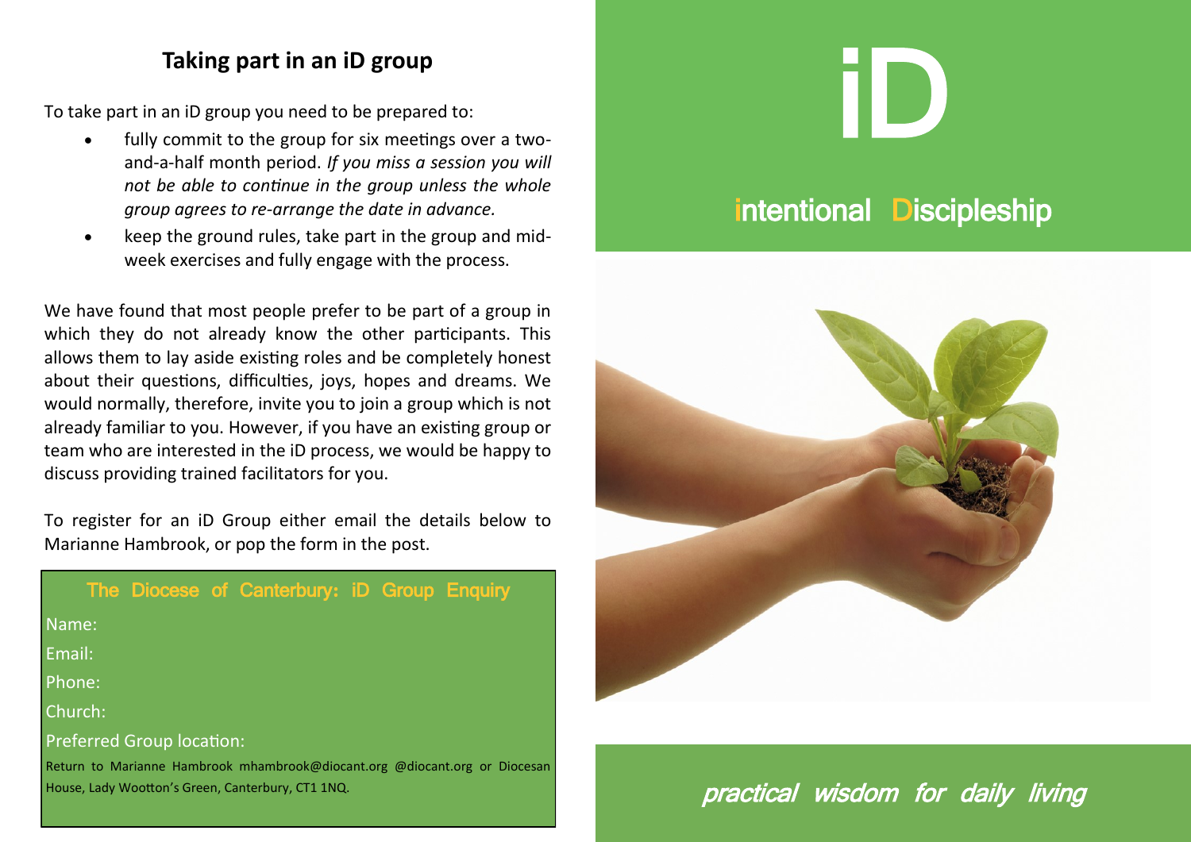## Taking part in an iD group

To take part in an iD group you need to be prepared to:

- fully commit to the group for six meetings over a two-and-a-half month period. *If you miss a session you will not be able to continue in the group unless the whole group agrees to re-arrange the date in advance.*
- keep the ground rules, take part in the group and mid-week exercises and fully engage with the process.

We have found that most people prefer to be part of a group in which they do not already know the other participants. This allows them to lay aside existing roles and be completely honest about their questions, difficulties, joys, hopes and dreams. We would normally, therefore, invite you to join a group which is not already familiar to you. However, if you have an existing group or team who are interested in the iD process, we would be happy to discuss providing trained facilitators for you.

To register for an iD Group either email the details below to Marianne Hambrook, or pop the form in the post.

### The Diocese of Canterbury: iD Group Enquiry

Name:

Email:

Phone:

Church:

Preferred Group location:

Return to Marianne Hambrook mhambrook@diocant.org @diocant.org or Diocesan House, Lady Wootton's Green, Canterbury, CT1 1NQ.

# iD

## intentional Discipleship

*practical wisdom for daily living*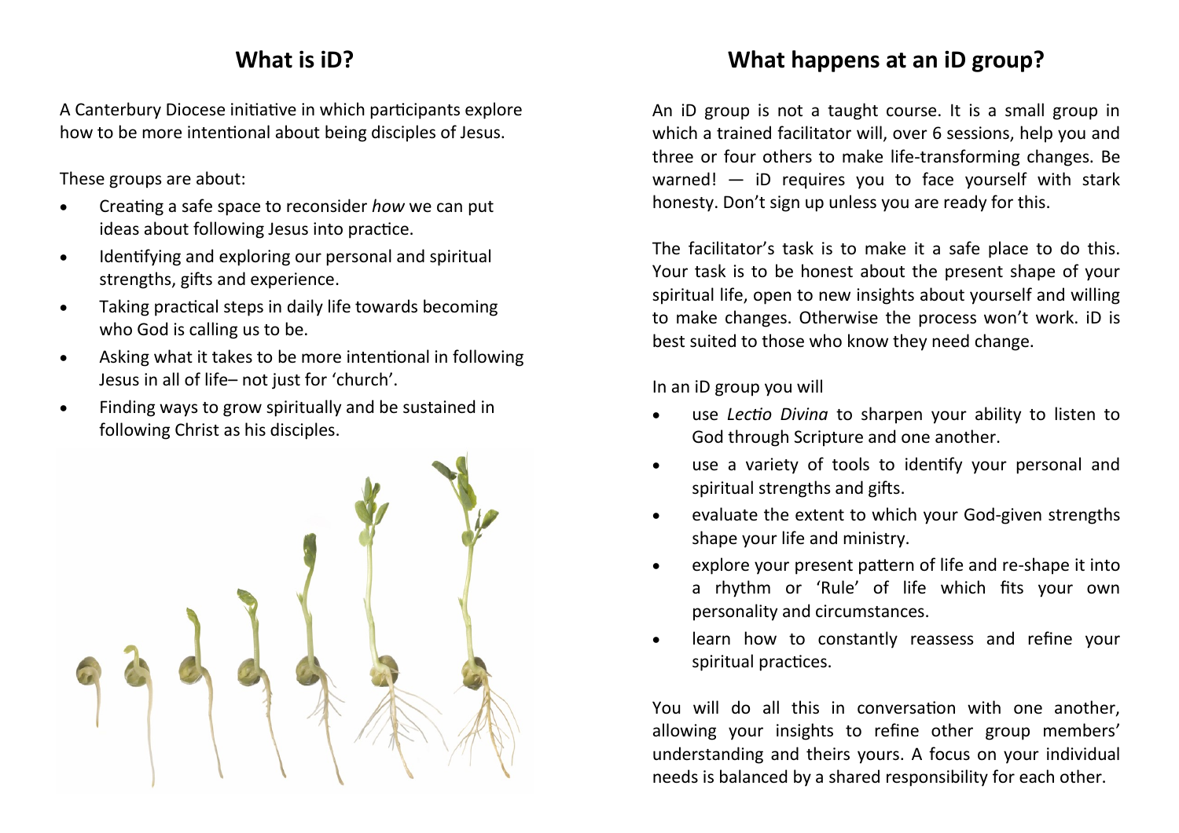## What is iD?

A Canterbury Diocese initiative in which participants explore how to be more intentional about being disciples of Jesus.

These groups are about:

- Creating a safe space to reconsider *how* we can put ideas about following Jesus into practice.
- Identifying and exploring our personal and spiritual strengths, gifts and experience.
- Taking practical steps in daily life towards becoming who God is calling us to be.
- Asking what it takes to be more intentional in following Jesus in all of life– not just for 'church'.
- Finding ways to grow spiritually and be sustained in following Christ as his disciples.

## What happens at an iD group?

An iD group is not a taught course. It is a small group in which a trained facilitator will, over 6 sessions, help you and three or four others to make life-transforming changes. Be warned! — iD requires you to face yourself with stark honesty. Don't sign up unless you are ready for this.

The facilitator's task is to make it a safe place to do this. Your task is to be honest about the present shape of your spiritual life, open to new insights about yourself and willing to make changes. Otherwise the process won't work. iD is best suited to those who know they need change.

In an iD group you will

- use *Lectio Divina* to sharpen your ability to listen to God through Scripture and one another.
- use a variety of tools to identify your personal and spiritual strengths and gifts.
- evaluate the extent to which your God-given strengths shape your life and ministry.
- explore your present pattern of life and re-shape it into a rhythm or 'Rule' of life which fits your own personality and circumstances.
- learn how to constantly reassess and refine your spiritual practices.

You will do all this in conversation with one another, allowing your insights to refine other group members' understanding and theirs yours. A focus on your individual needs is balanced by a shared responsibility for each other.